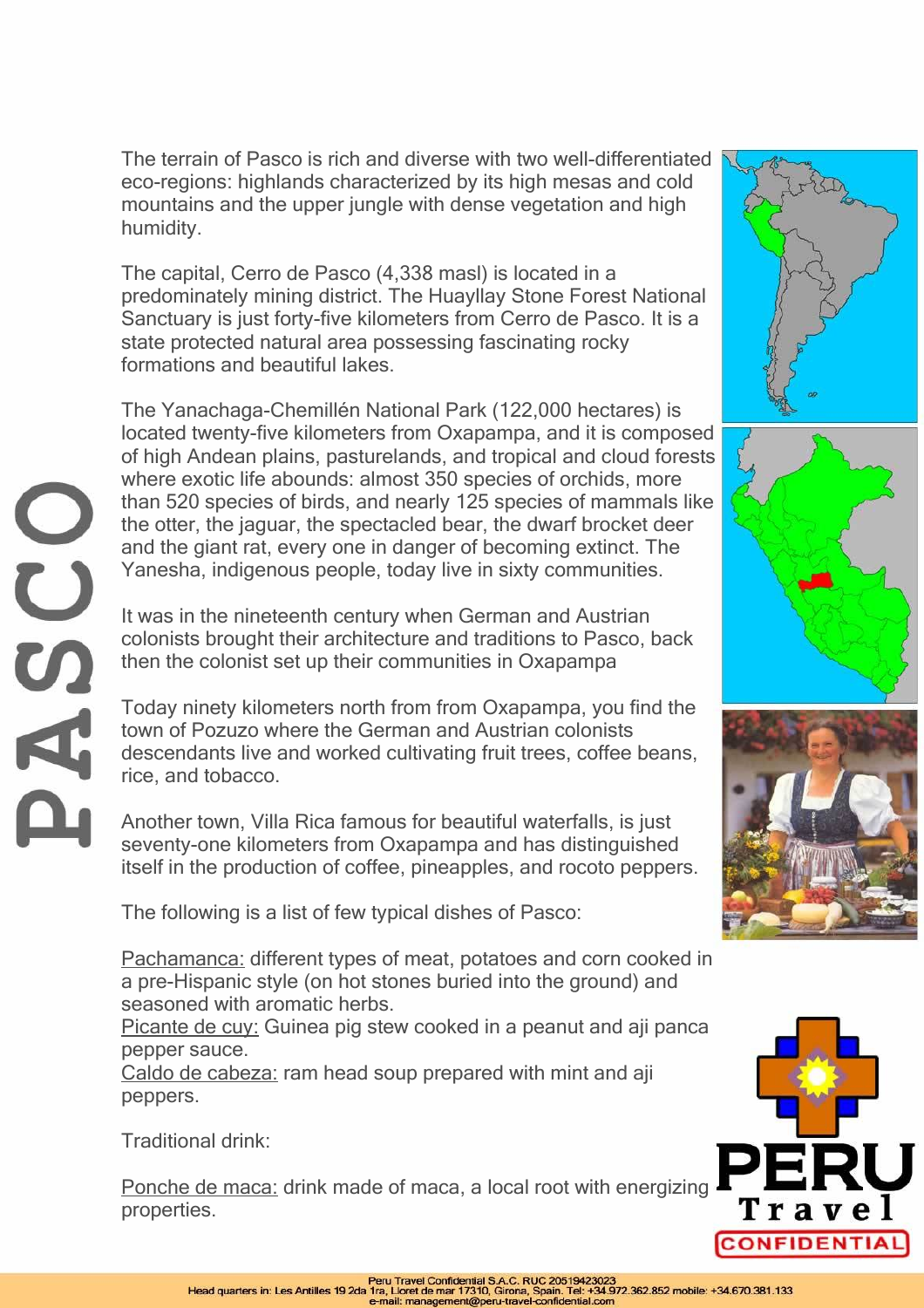# PASCO

The terrain of Pasco is rich and diverse with two well-differentiated eco-regions: highlands characterized by its high mesas and cold mountains and the upper jungle with dense vegetation and high humidity.

The capital, Cerro de Pasco (4,338 masl) is located in a predominately mining district. The Huayllay Stone Forest National Sanctuary is just forty-five kilometers from Cerro de Pasco. It is a state protected natural area possessing fascinating rocky formations and beautiful lakes.

The Yanachaga-Chemillén National Park (122,000 hectares) is located twenty-five kilometers from Oxapampa, and it is composed of high Andean plains, pasturelands, and tropical and cloud forests where exotic life abounds: almost 350 species of orchids, more than 520 species of birds, and nearly 125 species of mammals like the otter, the jaguar, the spectacled bear, the dwarf brocket deer and the giant rat, every one in danger of becoming extinct. The Yanesha, indigenous people, today live in sixty communities.

It was in the nineteenth century when German and Austrian colonists brought their architecture and traditions to Pasco, back then the colonist set up their communities in Oxapampa

Today ninety kilometers north from from Oxapampa, you find the town of Pozuzo where the German and Austrian colonists descendants live and worked cultivating fruit trees, coffee beans, rice, and tobacco.

Another town, Villa Rica famous for beautiful waterfalls, is just seventy-one kilometers from Oxapampa and has distinguished itself in the production of coffee, pineapples, and rocoto peppers.

The following is a list of few typical dishes of Pasco:

Pachamanca: different types of meat, potatoes and corn cooked in a pre-Hispanic style (on hot stones buried into the ground) and seasoned with aromatic herbs.
Picante de cuy: Guinea pig stew cooked in a peanut and aji panca pepper sauce.
Caldo de cabeza: ram head soup prepared with mint and aji peppers.

Traditional drink:

Ponche de maca: drink made of maca, a local root with energizing properties.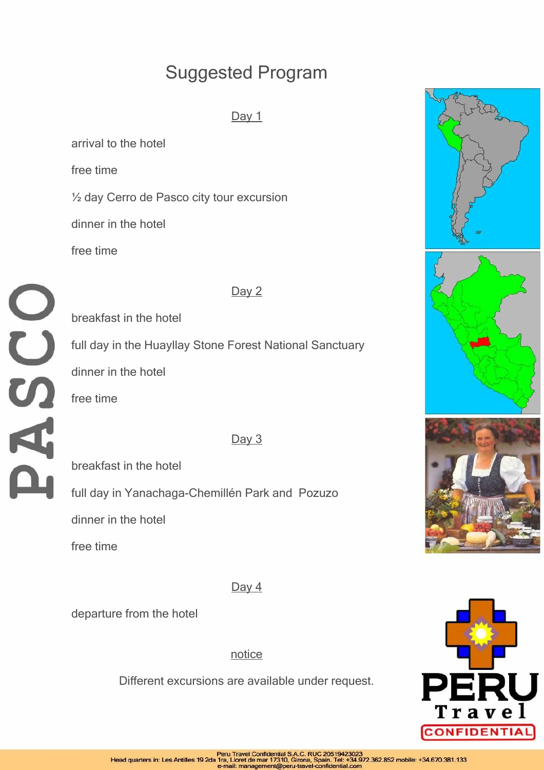# Suggested Program

PASCO

## Day 1

arrival to the hotel

free time

½ day Cerro de Pasco city tour excursion

dinner in the hotel

free time

## Day 2

breakfast in the hotel

full day in the Huayllay Stone Forest National Sanctuary

dinner in the hotel

free time

## Day 3

breakfast in the hotel

full day in Yanachaga-Chemillén Park and Pozuzo

dinner in the hotel

free time

## Day 4

departure from the hotel

## notice

Different excursions are available under request.

PERU Travel CONFIDENTIAL

Peru Travel Confidential S.A.C. RUC 20519423023
Head quarters in: Les Antilles 19 2da 1ra, Lloret de mar 17310, Girona, Spain. Tel: +34.972.362.852 mobile: +34.670.381.133
e-mail: management@peru-travel-confidential.com